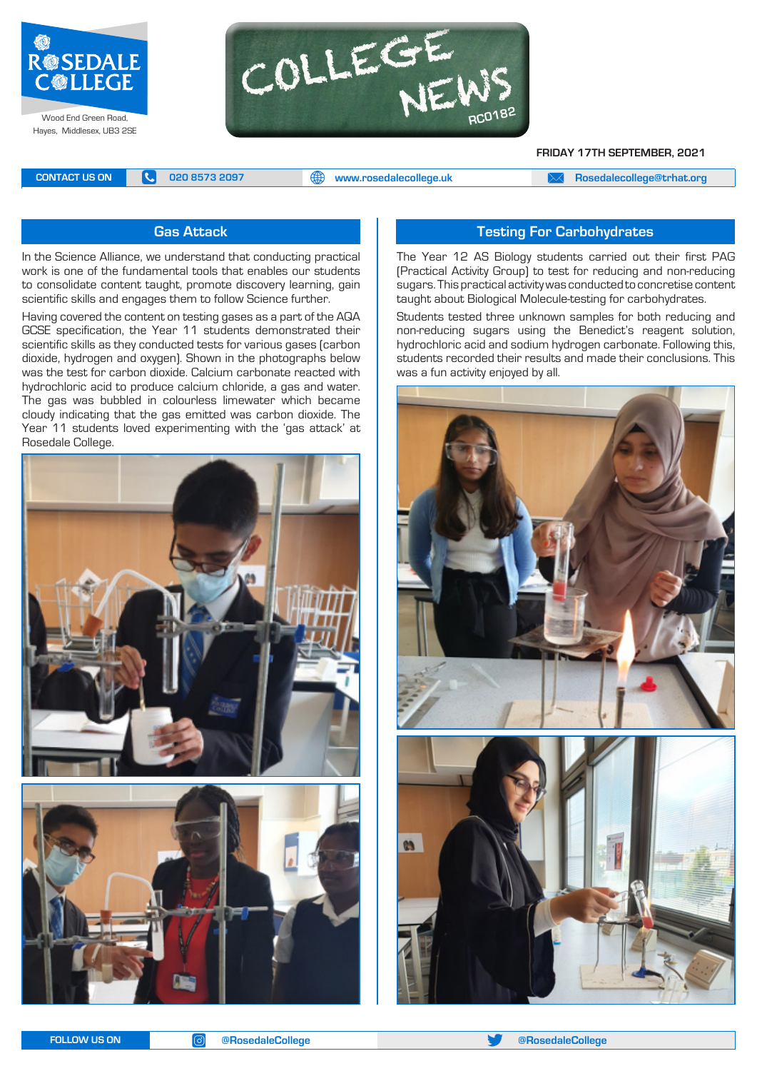# ROSEDALE COLLEGE

Wood End Green Road,
Hayes, Middlesex, UB3 2SE

# COLLEGE NEWS

RC0182

**FRIDAY 17TH SEPTEMBER, 2021**

**CONTACT US ON** 020 8573 2097 | www.rosedalecollege.uk | Rosedalecollege@trhat.org

## Gas Attack

In the Science Alliance, we understand that conducting practical work is one of the fundamental tools that enables our students to consolidate content taught, promote discovery learning, gain scientific skills and engages them to follow Science further.

Having covered the content on testing gases as a part of the AQA GCSE specification, the Year 11 students demonstrated their scientific skills as they conducted tests for various gases (carbon dioxide, hydrogen and oxygen). Shown in the photographs below was the test for carbon dioxide. Calcium carbonate reacted with hydrochloric acid to produce calcium chloride, a gas and water. The gas was bubbled in colourless limewater which became cloudy indicating that the gas emitted was carbon dioxide. The Year 11 students loved experimenting with the 'gas attack' at Rosedale College.

## Testing For Carbohydrates

The Year 12 AS Biology students carried out their first PAG (Practical Activity Group) to test for reducing and non-reducing sugars. This practical activity was conducted to concretise content taught about Biological Molecule-testing for carbohydrates.

Students tested three unknown samples for both reducing and non-reducing sugars using the Benedict's reagent solution, hydrochloric acid and sodium hydrogen carbonate. Following this, students recorded their results and made their conclusions. This was a fun activity enjoyed by all.

**FOLLOW US ON** @RosedaleCollege | @RosedaleCollege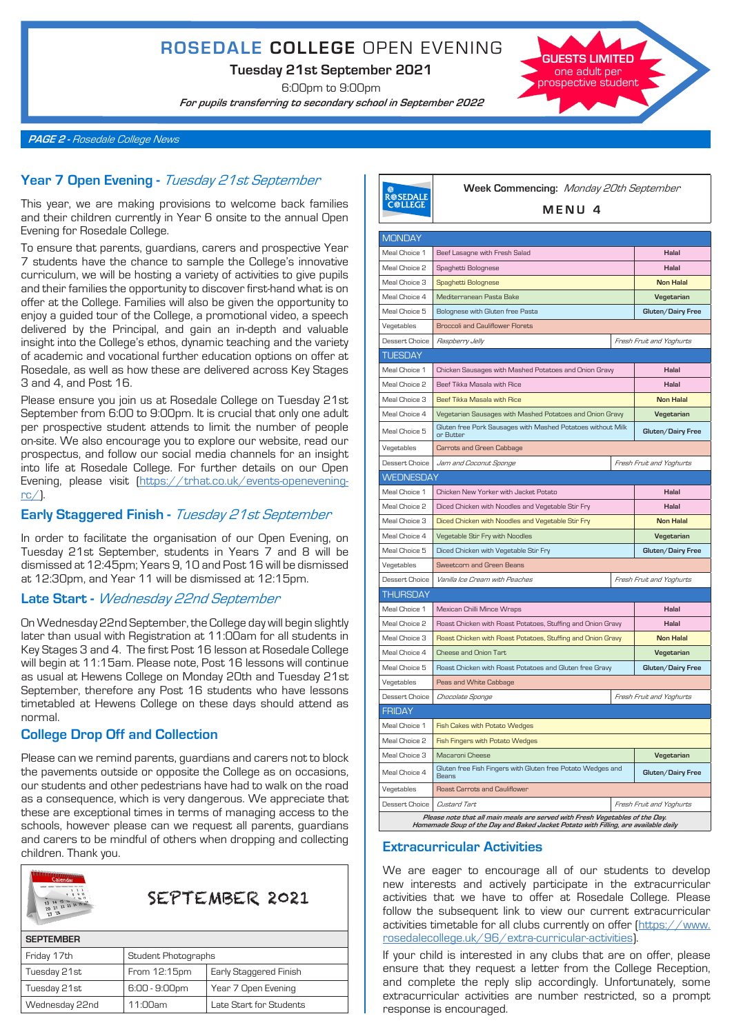# ROSEDALE COLLEGE OPEN EVENING

**Tuesday 21st September 2021**

6:00pm to 9:00pm

***For pupils transferring to secondary school in September 2022***

**GUESTS LIMITED** one adult per prospective student

***PAGE 2** - Rosedale College News*

## Year 7 Open Evening - *Tuesday 21st September*

This year, we are making provisions to welcome back families and their children currently in Year 6 onsite to the annual Open Evening for Rosedale College.

To ensure that parents, guardians, carers and prospective Year 7 students have the chance to sample the College's innovative curriculum, we will be hosting a variety of activities to give pupils and their families the opportunity to discover first-hand what is on offer at the College. Families will also be given the opportunity to enjoy a guided tour of the College, a promotional video, a speech delivered by the Principal, and gain an in-depth and valuable insight into the College's ethos, dynamic teaching and the variety of academic and vocational further education options on offer at Rosedale, as well as how these are delivered across Key Stages 3 and 4, and Post 16.

Please ensure you join us at Rosedale College on Tuesday 21st September from 6:00 to 9:00pm. It is crucial that only one adult per prospective student attends to limit the number of people on-site. We also encourage you to explore our website, read our prospectus, and follow our social media channels for an insight into life at Rosedale College. For further details on our Open Evening, please visit (https://trhat.co.uk/events-openevening-rc/).

## Early Staggered Finish - *Tuesday 21st September*

In order to facilitate the organisation of our Open Evening, on Tuesday 21st September, students in Years 7 and 8 will be dismissed at 12:45pm; Years 9, 10 and Post 16 will be dismissed at 12:30pm, and Year 11 will be dismissed at 12:15pm.

## Late Start - *Wednesday 22nd September*

On Wednesday 22nd September, the College day will begin slightly later than usual with Registration at 11:00am for all students in Key Stages 3 and 4. The first Post 16 lesson at Rosedale College will begin at 11:15am. Please note, Post 16 lessons will continue as usual at Hewens College on Monday 20th and Tuesday 21st September, therefore any Post 16 students who have lessons timetabled at Hewens College on these days should attend as normal.

## College Drop Off and Collection

Please can we remind parents, guardians and carers not to block the pavements outside or opposite the College as on occasions, our students and other pedestrians have had to walk on the road as a consequence, which is very dangerous. We appreciate that these are exceptional times in terms of managing access to the schools, however please can we request all parents, guardians and carers to be mindful of others when dropping and collecting children. Thank you.

## SEPTEMBER 2021

| SEPTEMBER | | |
|---|---|---|
| Friday 17th | Student Photographs | |
| Tuesday 21st | From 12:15pm | Early Staggered Finish |
| Tuesday 21st | 6:00 - 9:00pm | Year 7 Open Evening |
| Wednesday 22nd | 11:00am | Late Start for Students |

**Week Commencing:** *Monday 20th September*

**MENU 4**

| | | |
|---|---|---|
| **MONDAY** | | |
| Meal Choice 1 | Beef Lasagne with Fresh Salad | Halal |
| Meal Choice 2 | Spaghetti Bolognese | Halal |
| Meal Choice 3 | Spaghetti Bolognese | Non Halal |
| Meal Choice 4 | Mediterranean Pasta Bake | Vegetarian |
| Meal Choice 5 | Bolognese with Gluten free Pasta | Gluten/Dairy Free |
| Vegetables | Broccoli and Cauliflower Florets | |
| Dessert Choice | *Raspberry Jelly* | *Fresh Fruit and Yoghurts* |
| **TUESDAY** | | |
| Meal Choice 1 | Chicken Sausages with Mashed Potatoes and Onion Gravy | Halal |
| Meal Choice 2 | Beef Tikka Masala with Rice | Halal |
| Meal Choice 3 | Beef Tikka Masala with Rice | Non Halal |
| Meal Choice 4 | Vegetarian Sausages with Mashed Potatoes and Onion Gravy | Vegetarian |
| Meal Choice 5 | Gluten free Pork Sausages with Mashed Potatoes without Milk or Butter | Gluten/Dairy Free |
| Vegetables | Carrots and Green Cabbage | |
| Dessert Choice | *Jam and Coconut Sponge* | *Fresh Fruit and Yoghurts* |
| **WEDNESDAY** | | |
| Meal Choice 1 | Chicken New Yorker with Jacket Potato | Halal |
| Meal Choice 2 | Diced Chicken with Noodles and Vegetable Stir Fry | Halal |
| Meal Choice 3 | Diced Chicken with Noodles and Vegetable Stir Fry | Non Halal |
| Meal Choice 4 | Vegetable Stir Fry with Noodles | Vegetarian |
| Meal Choice 5 | Diced Chicken with Vegetable Stir Fry | Gluten/Dairy Free |
| Vegetables | Sweetcorn and Green Beans | |
| Dessert Choice | *Vanilla Ice Cream with Peaches* | *Fresh Fruit and Yoghurts* |
| **THURSDAY** | | |
| Meal Choice 1 | Mexican Chilli Mince Wraps | Halal |
| Meal Choice 2 | Roast Chicken with Roast Potatoes, Stuffing and Onion Gravy | Halal |
| Meal Choice 3 | Roast Chicken with Roast Potatoes, Stuffing and Onion Gravy | Non Halal |
| Meal Choice 4 | Cheese and Onion Tart | Vegetarian |
| Meal Choice 5 | Roast Chicken with Roast Potatoes and Gluten free Gravy | Gluten/Dairy Free |
| Vegetables | Peas and White Cabbage | |
| Dessert Choice | *Chocolate Sponge* | *Fresh Fruit and Yoghurts* |
| **FRIDAY** | | |
| Meal Choice 1 | Fish Cakes with Potato Wedges | |
| Meal Choice 2 | Fish Fingers with Potato Wedges | |
| Meal Choice 3 | Macaroni Cheese | Vegetarian |
| Meal Choice 4 | Gluten free Fish Fingers with Gluten free Potato Wedges and Beans | Gluten/Dairy Free |
| Vegetables | Roast Carrots and Cauliflower | |
| Dessert Choice | *Custard Tart* | *Fresh Fruit and Yoghurts* |

***Please note that all main meals are served with Fresh Vegetables of the Day. Homemade Soup of the Day and Baked Jacket Potato with Filling, are available daily***

## Extracurricular Activities

We are eager to encourage all of our students to develop new interests and actively participate in the extracurricular activities that we have to offer at Rosedale College. Please follow the subsequent link to view our current extracurricular activities timetable for all clubs currently on offer (https://www.rosedalecollege.uk/96/extra-curricular-activities).

If your child is interested in any clubs that are on offer, please ensure that they request a letter from the College Reception, and complete the reply slip accordingly. Unfortunately, some extracurricular activities are number restricted, so a prompt response is encouraged.